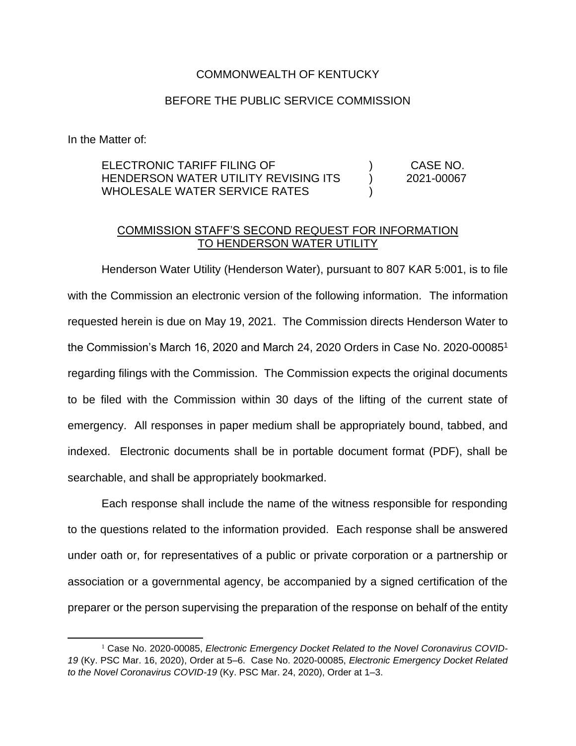COMMONWEALTH OF KENTUCKY

BEFORE THE PUBLIC SERVICE COMMISSION

In the Matter of:

| | | |
|---|---|---|
| ELECTRONIC TARIFF FILING OF HENDERSON WATER UTILITY REVISING ITS WHOLESALE WATER SERVICE RATES | ) ) ) | CASE NO. 2021-00067 |

COMMISSION STAFF'S SECOND REQUEST FOR INFORMATION TO HENDERSON WATER UTILITY

Henderson Water Utility (Henderson Water), pursuant to 807 KAR 5:001, is to file with the Commission an electronic version of the following information. The information requested herein is due on May 19, 2021. The Commission directs Henderson Water to the Commission's March 16, 2020 and March 24, 2020 Orders in Case No. 2020-00085[1] regarding filings with the Commission. The Commission expects the original documents to be filed with the Commission within 30 days of the lifting of the current state of emergency. All responses in paper medium shall be appropriately bound, tabbed, and indexed. Electronic documents shall be in portable document format (PDF), shall be searchable, and shall be appropriately bookmarked.

Each response shall include the name of the witness responsible for responding to the questions related to the information provided. Each response shall be answered under oath or, for representatives of a public or private corporation or a partnership or association or a governmental agency, be accompanied by a signed certification of the preparer or the person supervising the preparation of the response on behalf of the entity

[1] Case No. 2020-00085, *Electronic Emergency Docket Related to the Novel Coronavirus COVID-19* (Ky. PSC Mar. 16, 2020), Order at 5–6. Case No. 2020-00085, *Electronic Emergency Docket Related to the Novel Coronavirus COVID-19* (Ky. PSC Mar. 24, 2020), Order at 1–3.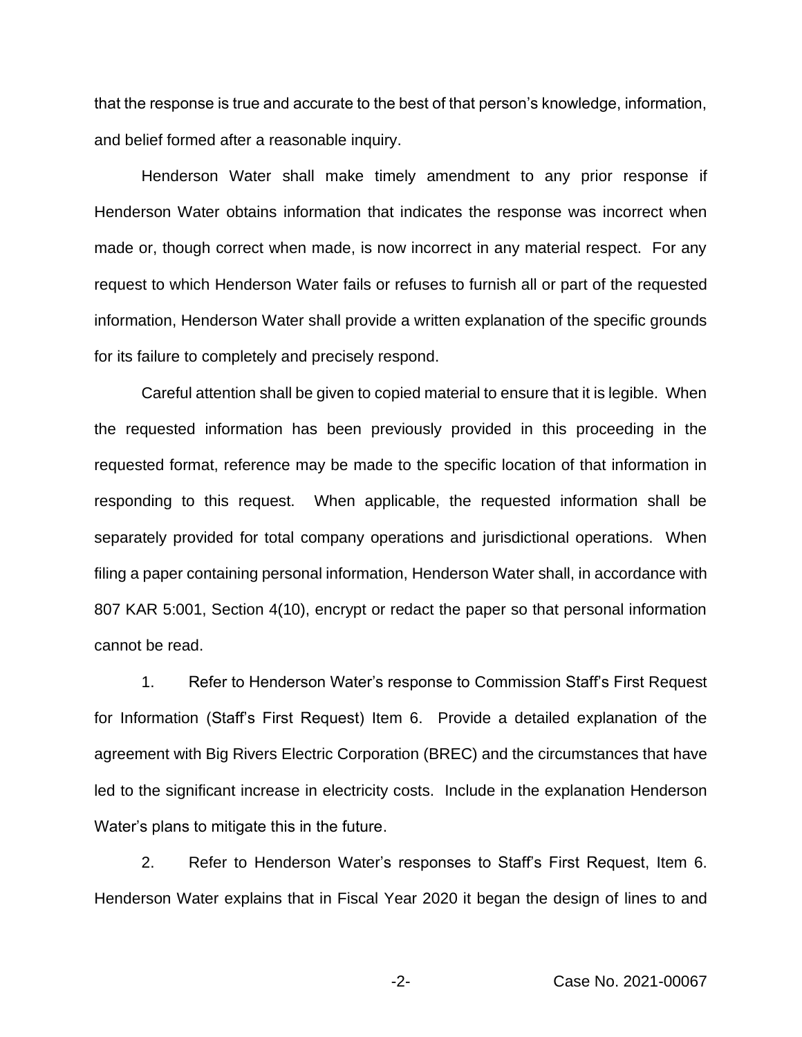that the response is true and accurate to the best of that person's knowledge, information, and belief formed after a reasonable inquiry.

Henderson Water shall make timely amendment to any prior response if Henderson Water obtains information that indicates the response was incorrect when made or, though correct when made, is now incorrect in any material respect. For any request to which Henderson Water fails or refuses to furnish all or part of the requested information, Henderson Water shall provide a written explanation of the specific grounds for its failure to completely and precisely respond.

Careful attention shall be given to copied material to ensure that it is legible. When the requested information has been previously provided in this proceeding in the requested format, reference may be made to the specific location of that information in responding to this request. When applicable, the requested information shall be separately provided for total company operations and jurisdictional operations. When filing a paper containing personal information, Henderson Water shall, in accordance with 807 KAR 5:001, Section 4(10), encrypt or redact the paper so that personal information cannot be read.

1. Refer to Henderson Water's response to Commission Staff's First Request for Information (Staff's First Request) Item 6. Provide a detailed explanation of the agreement with Big Rivers Electric Corporation (BREC) and the circumstances that have led to the significant increase in electricity costs. Include in the explanation Henderson Water's plans to mitigate this in the future.

2. Refer to Henderson Water's responses to Staff's First Request, Item 6. Henderson Water explains that in Fiscal Year 2020 it began the design of lines to and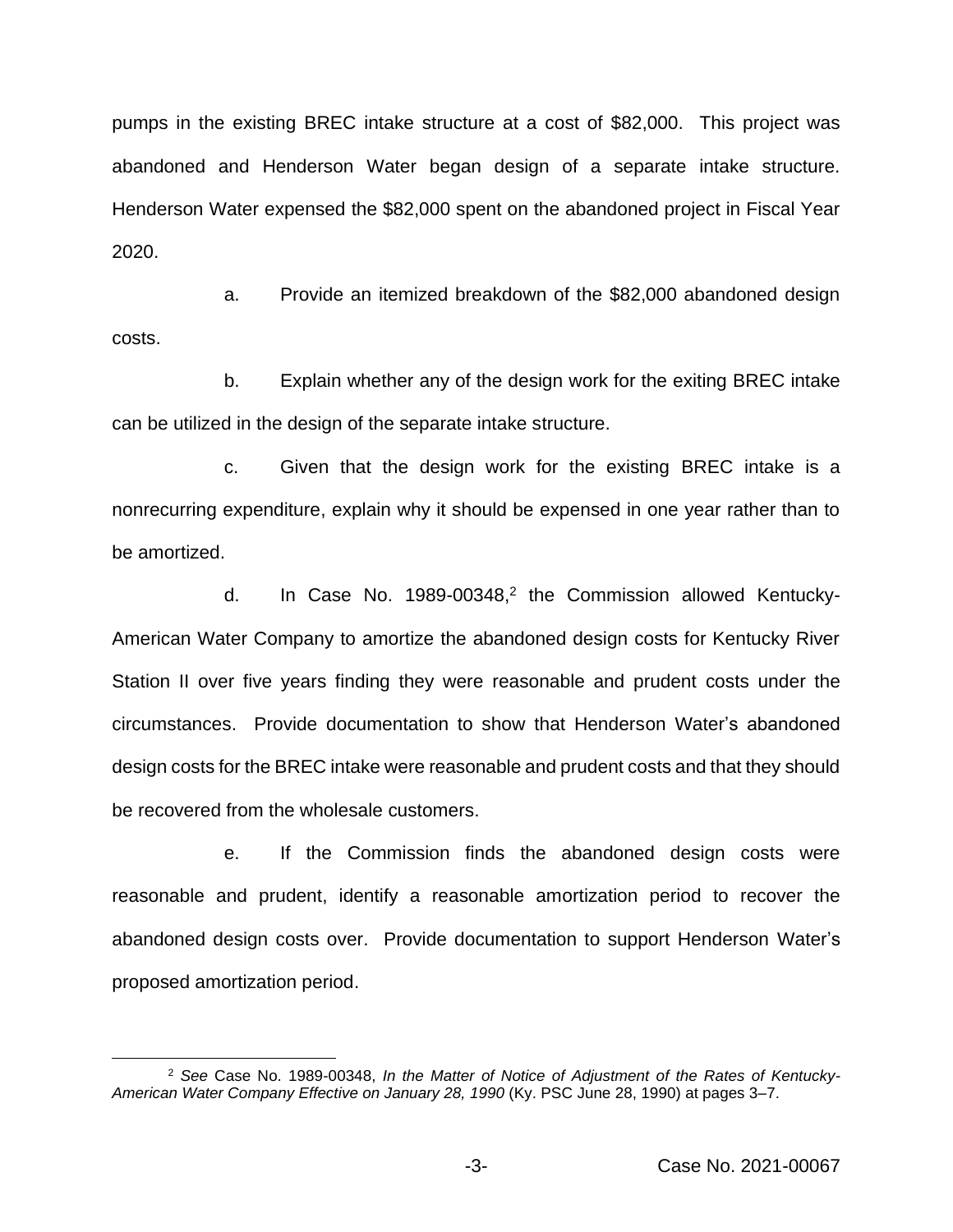pumps in the existing BREC intake structure at a cost of $82,000. This project was abandoned and Henderson Water began design of a separate intake structure. Henderson Water expensed the $82,000 spent on the abandoned project in Fiscal Year 2020.

a. Provide an itemized breakdown of the $82,000 abandoned design costs.

b. Explain whether any of the design work for the exiting BREC intake can be utilized in the design of the separate intake structure.

c. Given that the design work for the existing BREC intake is a nonrecurring expenditure, explain why it should be expensed in one year rather than to be amortized.

d. In Case No. 1989-00348,[2] the Commission allowed Kentucky-American Water Company to amortize the abandoned design costs for Kentucky River Station II over five years finding they were reasonable and prudent costs under the circumstances. Provide documentation to show that Henderson Water's abandoned design costs for the BREC intake were reasonable and prudent costs and that they should be recovered from the wholesale customers.

e. If the Commission finds the abandoned design costs were reasonable and prudent, identify a reasonable amortization period to recover the abandoned design costs over. Provide documentation to support Henderson Water's proposed amortization period.

---

[2] *See* Case No. 1989-00348, *In the Matter of Notice of Adjustment of the Rates of Kentucky-American Water Company Effective on January 28, 1990* (Ky. PSC June 28, 1990) at pages 3–7.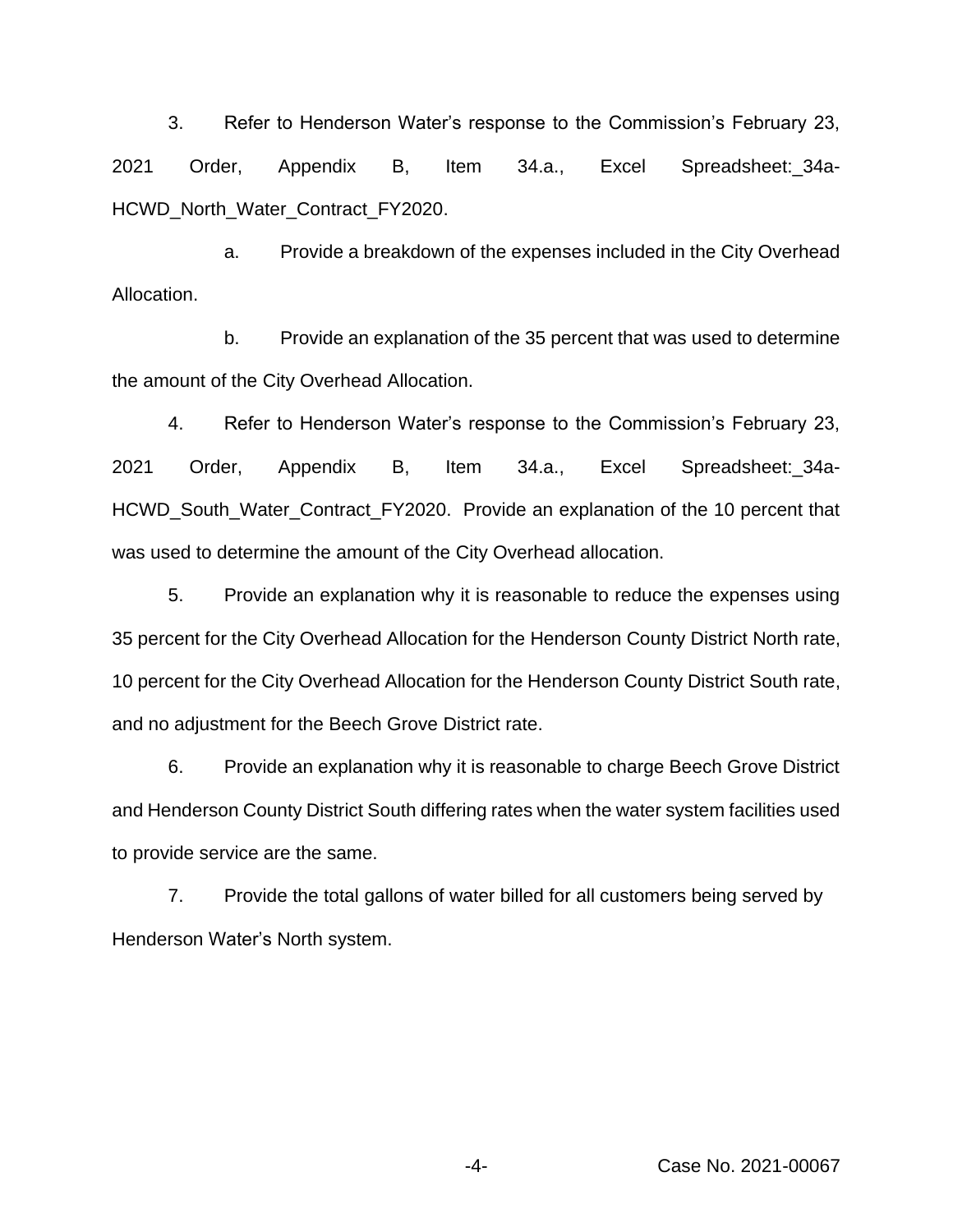3. Refer to Henderson Water's response to the Commission's February 23, 2021 Order, Appendix B, Item 34.a., Excel Spreadsheet:_34a-HCWD_North_Water_Contract_FY2020.

a. Provide a breakdown of the expenses included in the City Overhead Allocation.

b. Provide an explanation of the 35 percent that was used to determine the amount of the City Overhead Allocation.

4. Refer to Henderson Water's response to the Commission's February 23, 2021 Order, Appendix B, Item 34.a., Excel Spreadsheet:_34a-HCWD_South_Water_Contract_FY2020. Provide an explanation of the 10 percent that was used to determine the amount of the City Overhead allocation.

5. Provide an explanation why it is reasonable to reduce the expenses using 35 percent for the City Overhead Allocation for the Henderson County District North rate, 10 percent for the City Overhead Allocation for the Henderson County District South rate, and no adjustment for the Beech Grove District rate.

6. Provide an explanation why it is reasonable to charge Beech Grove District and Henderson County District South differing rates when the water system facilities used to provide service are the same.

7. Provide the total gallons of water billed for all customers being served by Henderson Water's North system.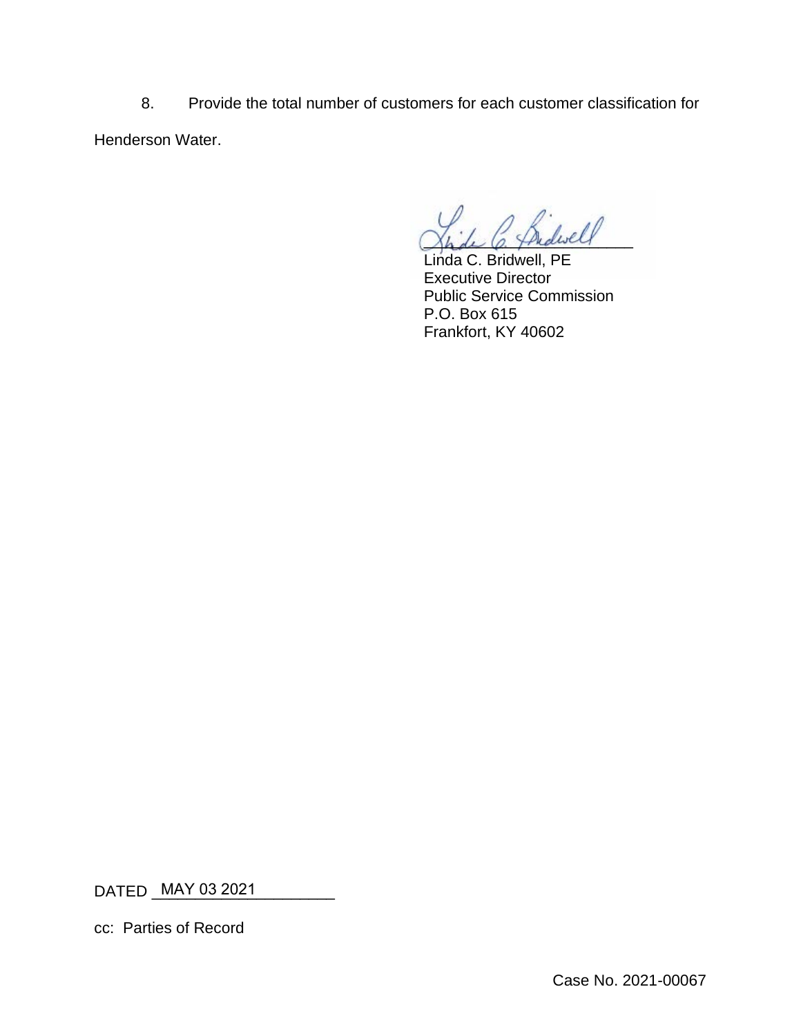8. Provide the total number of customers for each customer classification for Henderson Water.

Linda C. Bridwell, PE
Executive Director
Public Service Commission
P.O. Box 615
Frankfort, KY 40602

DATED MAY 03 2021

cc: Parties of Record

Case No. 2021-00067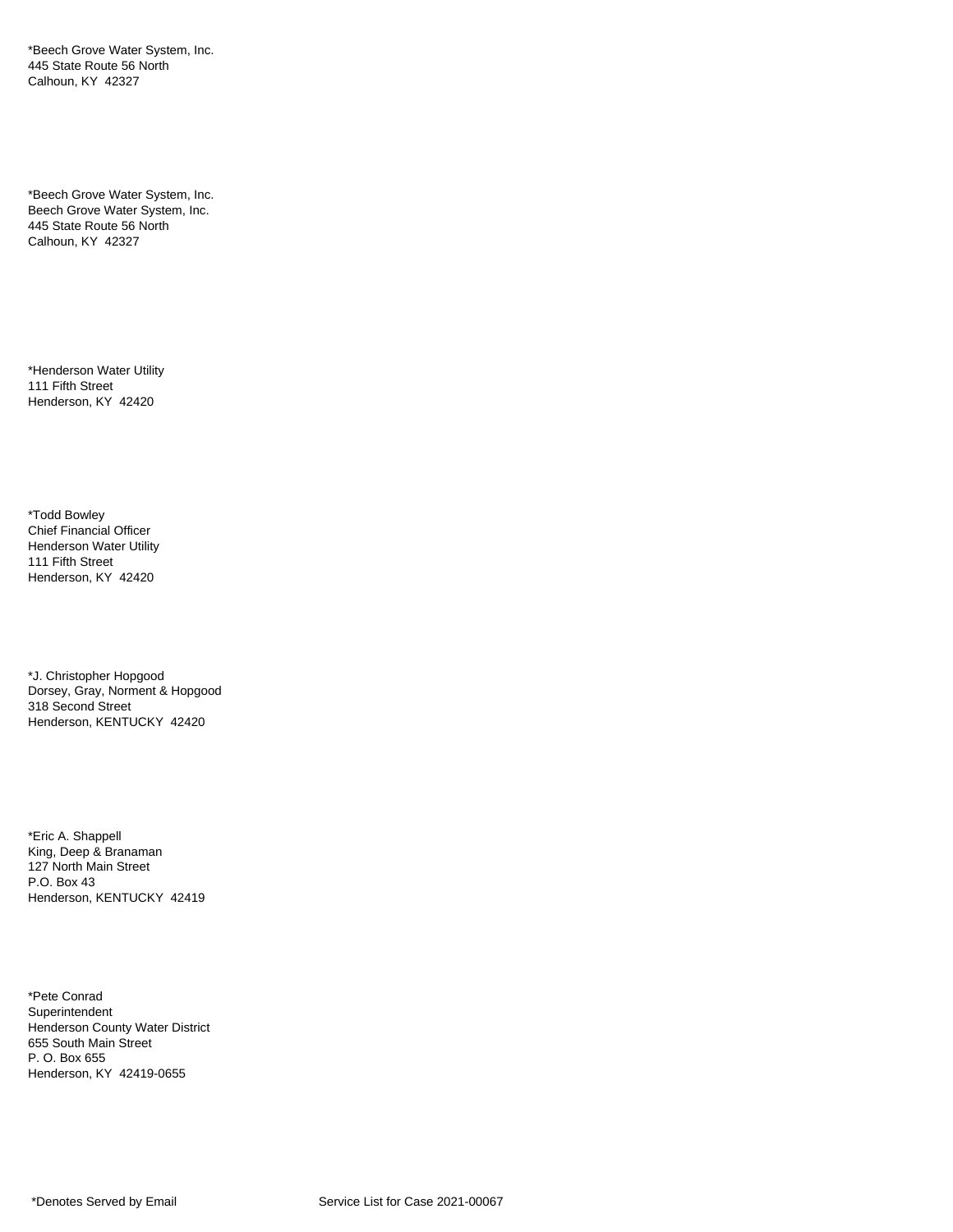*Beech Grove Water System, Inc.
445 State Route 56 North
Calhoun, KY  42327

*Beech Grove Water System, Inc.
Beech Grove Water System, Inc.
445 State Route 56 North
Calhoun, KY  42327

*Henderson Water Utility
111 Fifth Street
Henderson, KY  42420

*Todd Bowley
Chief Financial Officer
Henderson Water Utility
111 Fifth Street
Henderson, KY  42420

*J. Christopher Hopgood
Dorsey, Gray, Norment & Hopgood
318 Second Street
Henderson, KENTUCKY  42420

*Eric A. Shappell
King, Deep & Branaman
127 North Main Street
P.O. Box 43
Henderson, KENTUCKY  42419

*Pete Conrad
Superintendent
Henderson County Water District
655 South Main Street
P. O. Box 655
Henderson, KY  42419-0655

*Denotes Served by Email

Service List for Case 2021-00067